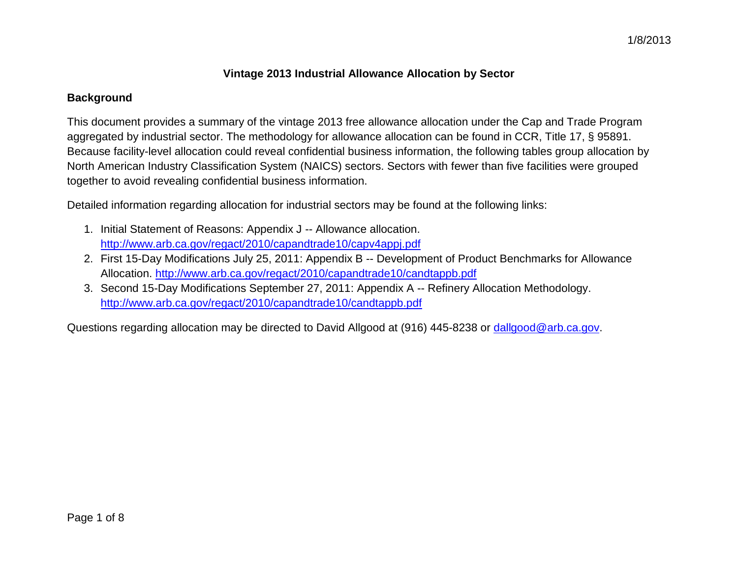# Vintage 2013 Industrial Allowance Allocation by Sector

## Background

This document provides a summary of the vintage 2013 free allowance allocation under the Cap and Trade Program aggregated by industrial sector. The methodology for allowance allocation can be found in CCR, Title 17, § 95891. Because facility-level allocation could reveal confidential business information, the following tables group allocation by North American Industry Classification System (NAICS) sectors. Sectors with fewer than five facilities were grouped together to avoid revealing confidential business information.

Detailed information regarding allocation for industrial sectors may be found at the following links:

1. Initial Statement of Reasons: Appendix J -- Allowance allocation. http://www.arb.ca.gov/regact/2010/capandtrade10/capv4appj.pdf
2. First 15-Day Modifications July 25, 2011: Appendix B -- Development of Product Benchmarks for Allowance Allocation. http://www.arb.ca.gov/regact/2010/capandtrade10/candtappb.pdf
3. Second 15-Day Modifications September 27, 2011: Appendix A -- Refinery Allocation Methodology. http://www.arb.ca.gov/regact/2010/capandtrade10/candtappb.pdf

Questions regarding allocation may be directed to David Allgood at (916) 445-8238 or dallgood@arb.ca.gov.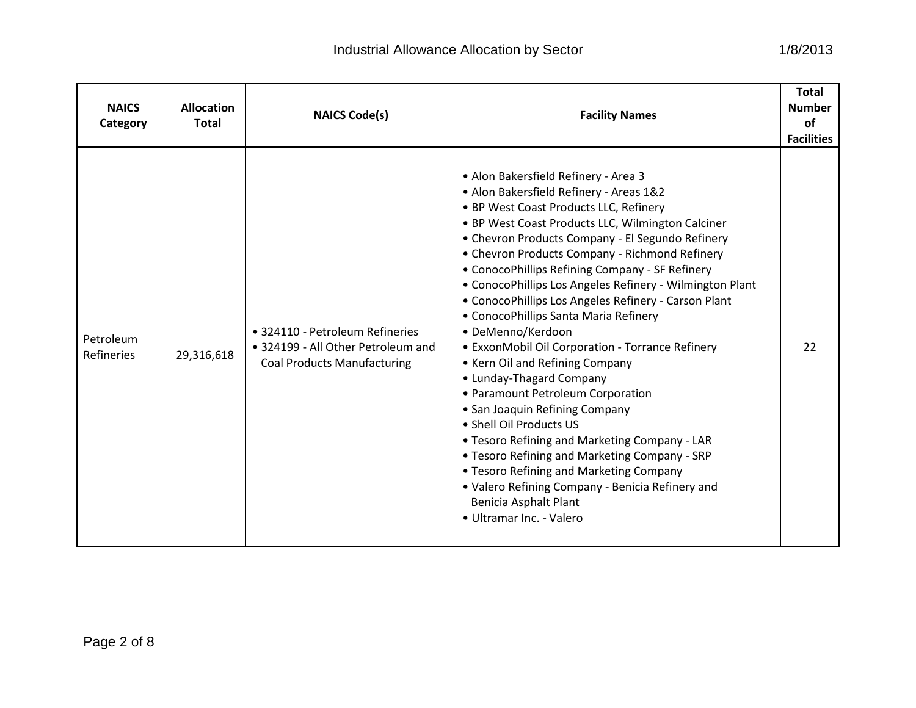| NAICS Category | Allocation Total | NAICS Code(s) | Facility Names | Total Number of Facilities |
|---|---|---|---|---|
| Petroleum Refineries | 29,316,618 | • 324110 - Petroleum Refineries<br>• 324199 - All Other Petroleum and Coal Products Manufacturing | • Alon Bakersfield Refinery - Area 3<br>• Alon Bakersfield Refinery - Areas 1&2<br>• BP West Coast Products LLC, Refinery<br>• BP West Coast Products LLC, Wilmington Calciner<br>• Chevron Products Company - El Segundo Refinery<br>• Chevron Products Company - Richmond Refinery<br>• ConocoPhillips Refining Company - SF Refinery<br>• ConocoPhillips Los Angeles Refinery - Wilmington Plant<br>• ConocoPhillips Los Angeles Refinery - Carson Plant<br>• ConocoPhillips Santa Maria Refinery<br>• DeMenno/Kerdoon<br>• ExxonMobil Oil Corporation - Torrance Refinery<br>• Kern Oil and Refining Company<br>• Lunday-Thagard Company<br>• Paramount Petroleum Corporation<br>• San Joaquin Refining Company<br>• Shell Oil Products US<br>• Tesoro Refining and Marketing Company - LAR<br>• Tesoro Refining and Marketing Company - SRP<br>• Tesoro Refining and Marketing Company<br>• Valero Refining Company - Benicia Refinery and Benicia Asphalt Plant<br>• Ultramar Inc. - Valero | 22 |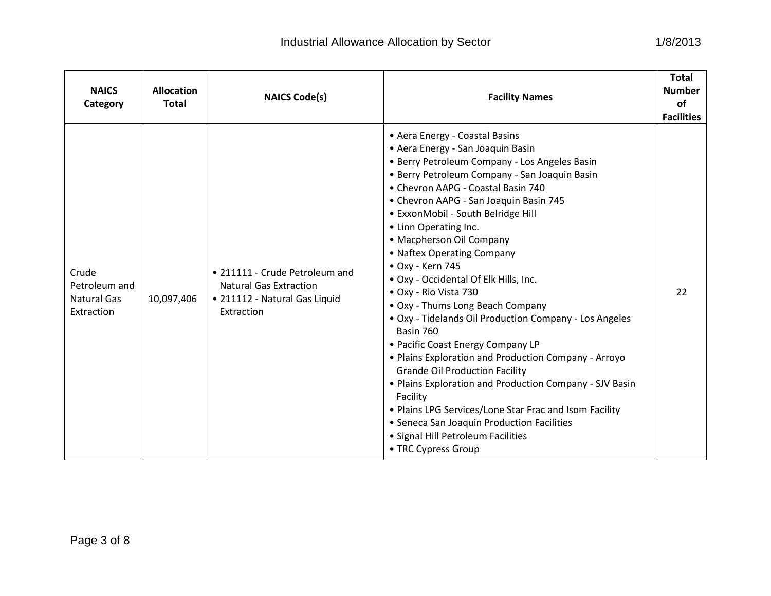| NAICS Category | Allocation Total | NAICS Code(s) | Facility Names | Total Number of Facilities |
| --- | --- | --- | --- | --- |
| Crude Petroleum and Natural Gas Extraction | 10,097,406 | • 211111 - Crude Petroleum and Natural Gas Extraction<br>• 211112 - Natural Gas Liquid Extraction | • Aera Energy - Coastal Basins<br>• Aera Energy - San Joaquin Basin<br>• Berry Petroleum Company - Los Angeles Basin<br>• Berry Petroleum Company - San Joaquin Basin<br>• Chevron AAPG - Coastal Basin 740<br>• Chevron AAPG - San Joaquin Basin 745<br>• ExxonMobil - South Belridge Hill<br>• Linn Operating Inc.<br>• Macpherson Oil Company<br>• Naftex Operating Company<br>• Oxy - Kern 745<br>• Oxy - Occidental Of Elk Hills, Inc.<br>• Oxy - Rio Vista 730<br>• Oxy - Thums Long Beach Company<br>• Oxy - Tidelands Oil Production Company - Los Angeles Basin 760<br>• Pacific Coast Energy Company LP<br>• Plains Exploration and Production Company - Arroyo Grande Oil Production Facility<br>• Plains Exploration and Production Company - SJV Basin Facility<br>• Plains LPG Services/Lone Star Frac and Isom Facility<br>• Seneca San Joaquin Production Facilities<br>• Signal Hill Petroleum Facilities<br>• TRC Cypress Group | 22 |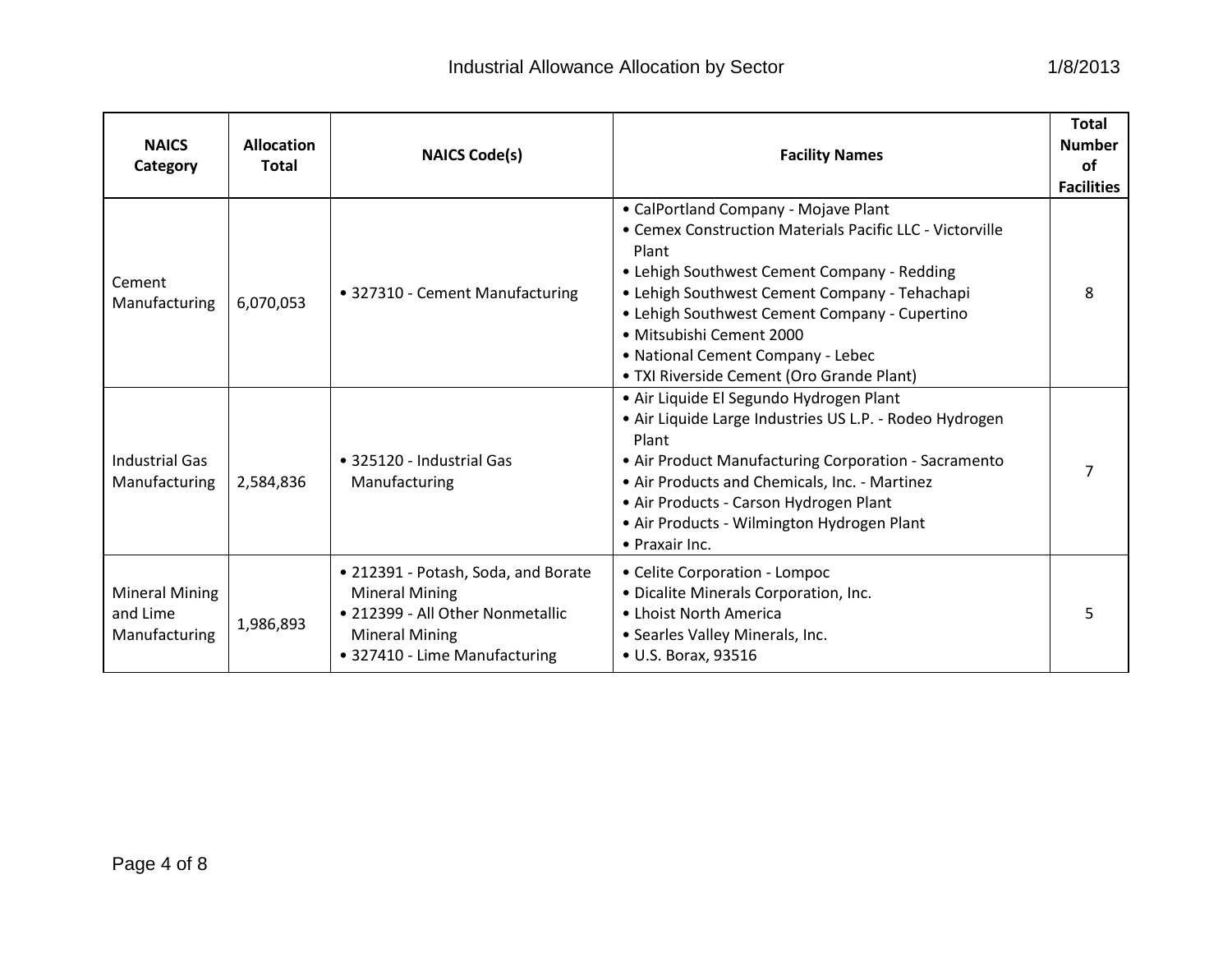| NAICS Category | Allocation Total | NAICS Code(s) | Facility Names | Total Number of Facilities |
|---|---|---|---|---|
| Cement Manufacturing | 6,070,053 | • 327310 - Cement Manufacturing | • CalPortland Company - Mojave Plant<br>• Cemex Construction Materials Pacific LLC - Victorville Plant<br>• Lehigh Southwest Cement Company - Redding<br>• Lehigh Southwest Cement Company - Tehachapi<br>• Lehigh Southwest Cement Company - Cupertino<br>• Mitsubishi Cement 2000<br>• National Cement Company - Lebec<br>• TXI Riverside Cement (Oro Grande Plant) | 8 |
| Industrial Gas Manufacturing | 2,584,836 | • 325120 - Industrial Gas Manufacturing | • Air Liquide El Segundo Hydrogen Plant<br>• Air Liquide Large Industries US L.P. - Rodeo Hydrogen Plant<br>• Air Product Manufacturing Corporation - Sacramento<br>• Air Products and Chemicals, Inc. - Martinez<br>• Air Products - Carson Hydrogen Plant<br>• Air Products - Wilmington Hydrogen Plant<br>• Praxair Inc. | 7 |
| Mineral Mining and Lime Manufacturing | 1,986,893 | • 212391 - Potash, Soda, and Borate Mineral Mining<br>• 212399 - All Other Nonmetallic Mineral Mining<br>• 327410 - Lime Manufacturing | • Celite Corporation - Lompoc<br>• Dicalite Minerals Corporation, Inc.<br>• Lhoist North America<br>• Searles Valley Minerals, Inc.<br>• U.S. Borax, 93516 | 5 |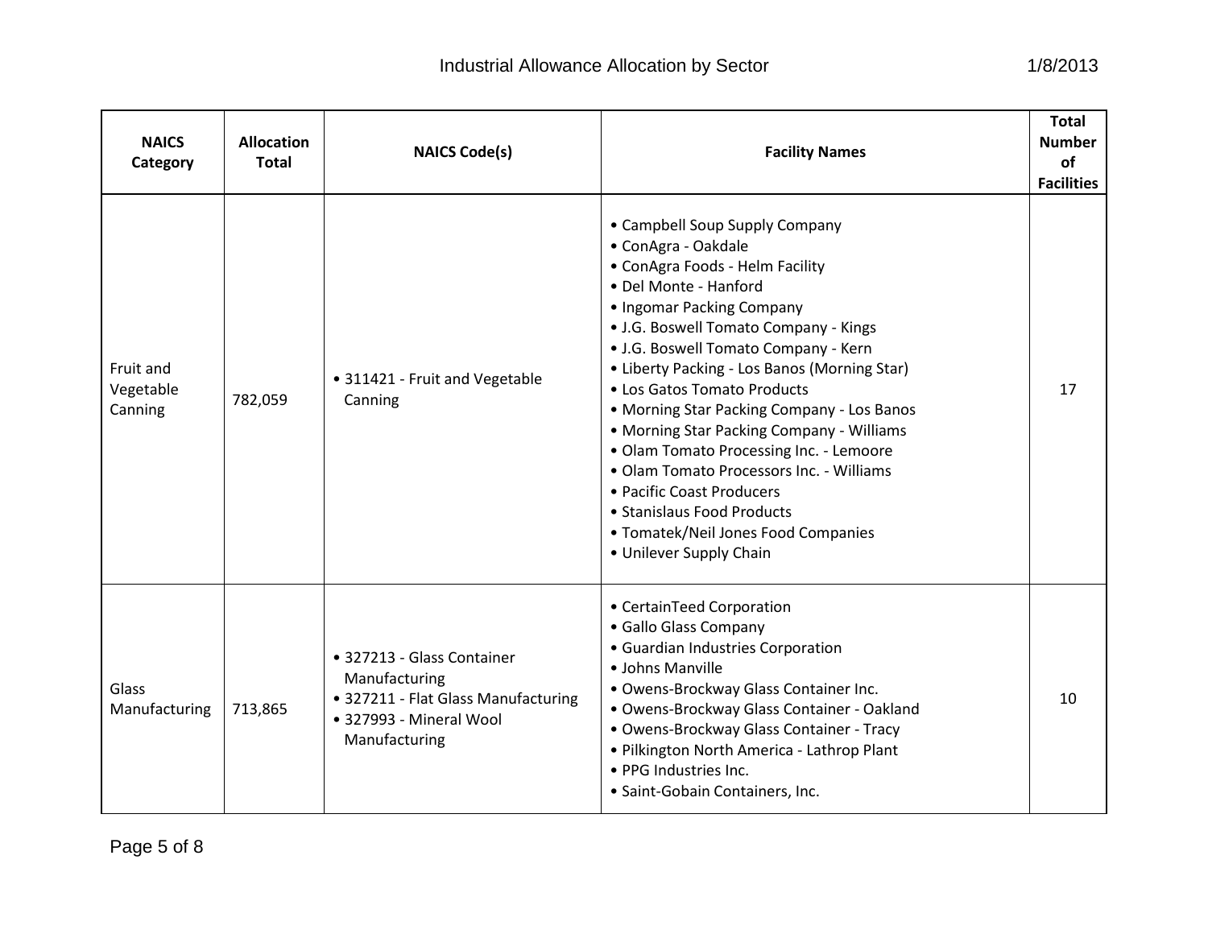| NAICS Category | Allocation Total | NAICS Code(s) | Facility Names | Total Number of Facilities |
|---|---|---|---|---|
| Fruit and Vegetable Canning | 782,059 | • 311421 - Fruit and Vegetable Canning | • Campbell Soup Supply Company<br>• ConAgra - Oakdale<br>• ConAgra Foods - Helm Facility<br>• Del Monte - Hanford<br>• Ingomar Packing Company<br>• J.G. Boswell Tomato Company - Kings<br>• J.G. Boswell Tomato Company - Kern<br>• Liberty Packing - Los Banos (Morning Star)<br>• Los Gatos Tomato Products<br>• Morning Star Packing Company - Los Banos<br>• Morning Star Packing Company - Williams<br>• Olam Tomato Processing Inc. - Lemoore<br>• Olam Tomato Processors Inc. - Williams<br>• Pacific Coast Producers<br>• Stanislaus Food Products<br>• Tomatek/Neil Jones Food Companies<br>• Unilever Supply Chain | 17 |
| Glass Manufacturing | 713,865 | • 327213 - Glass Container Manufacturing<br>• 327211 - Flat Glass Manufacturing<br>• 327993 - Mineral Wool Manufacturing | • CertainTeed Corporation<br>• Gallo Glass Company<br>• Guardian Industries Corporation<br>• Johns Manville<br>• Owens-Brockway Glass Container Inc.<br>• Owens-Brockway Glass Container - Oakland<br>• Owens-Brockway Glass Container - Tracy<br>• Pilkington North America - Lathrop Plant<br>• PPG Industries Inc.<br>• Saint-Gobain Containers, Inc. | 10 |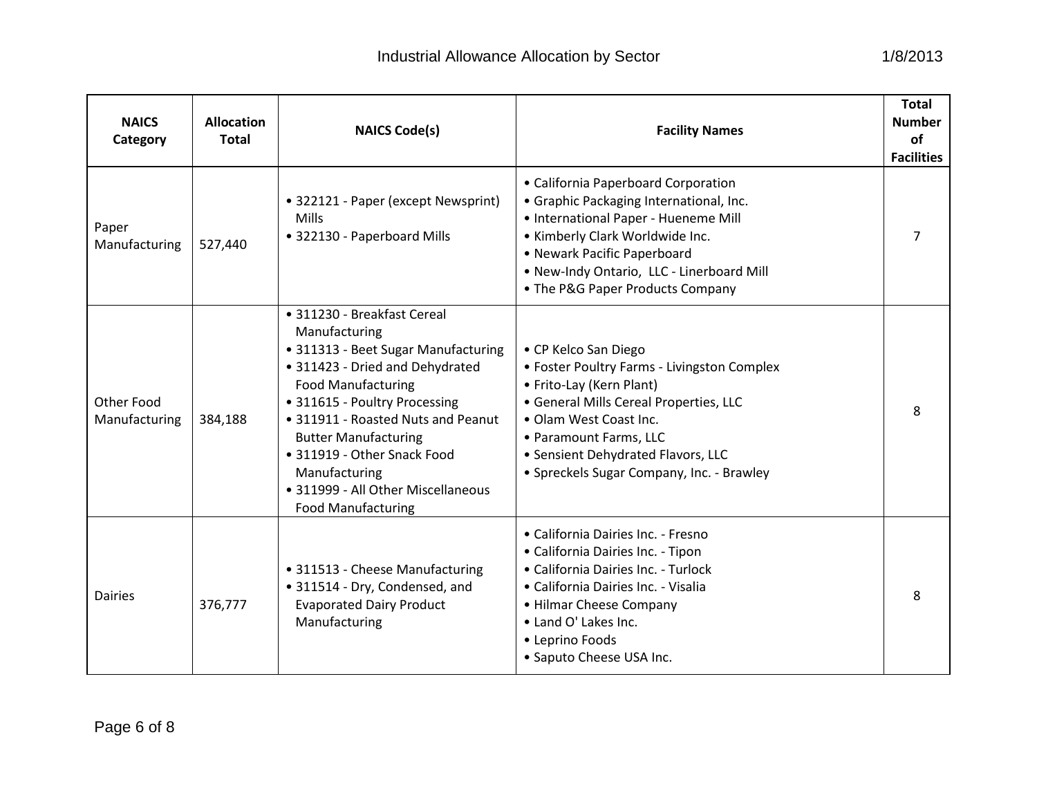| NAICS Category | Allocation Total | NAICS Code(s) | Facility Names | Total Number of Facilities |
|---|---|---|---|---|
| Paper Manufacturing | 527,440 | • 322121 - Paper (except Newsprint) Mills<br>• 322130 - Paperboard Mills | • California Paperboard Corporation<br>• Graphic Packaging International, Inc.<br>• International Paper - Hueneme Mill<br>• Kimberly Clark Worldwide Inc.<br>• Newark Pacific Paperboard<br>• New-Indy Ontario, LLC - Linerboard Mill<br>• The P&G Paper Products Company | 7 |
| Other Food Manufacturing | 384,188 | • 311230 - Breakfast Cereal Manufacturing<br>• 311313 - Beet Sugar Manufacturing<br>• 311423 - Dried and Dehydrated Food Manufacturing<br>• 311615 - Poultry Processing<br>• 311911 - Roasted Nuts and Peanut Butter Manufacturing<br>• 311919 - Other Snack Food Manufacturing<br>• 311999 - All Other Miscellaneous Food Manufacturing | • CP Kelco San Diego<br>• Foster Poultry Farms - Livingston Complex<br>• Frito-Lay (Kern Plant)<br>• General Mills Cereal Properties, LLC<br>• Olam West Coast Inc.<br>• Paramount Farms, LLC<br>• Sensient Dehydrated Flavors, LLC<br>• Spreckels Sugar Company, Inc. - Brawley | 8 |
| Dairies | 376,777 | • 311513 - Cheese Manufacturing<br>• 311514 - Dry, Condensed, and Evaporated Dairy Product Manufacturing | • California Dairies Inc. - Fresno<br>• California Dairies Inc. - Tipon<br>• California Dairies Inc. - Turlock<br>• California Dairies Inc. - Visalia<br>• Hilmar Cheese Company<br>• Land O' Lakes Inc.<br>• Leprino Foods<br>• Saputo Cheese USA Inc. | 8 |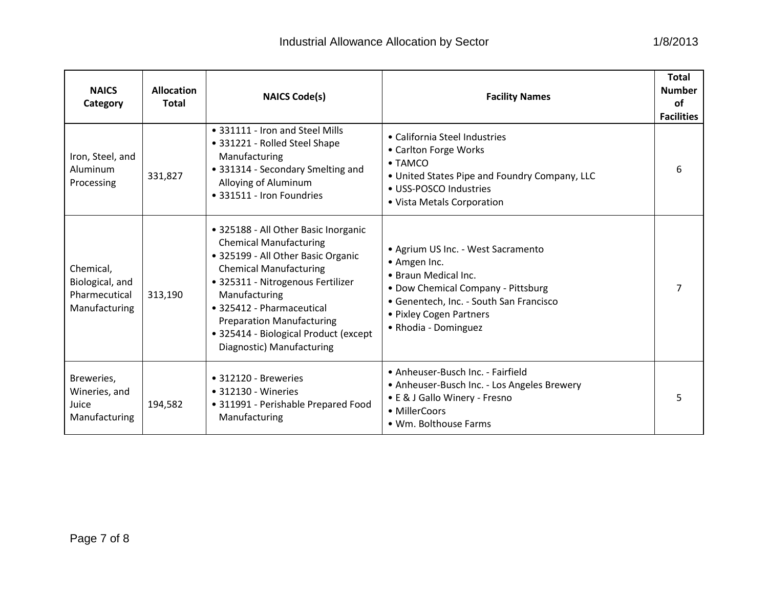| NAICS Category | Allocation Total | NAICS Code(s) | Facility Names | Total Number of Facilities |
|---|---|---|---|---|
| Iron, Steel, and Aluminum Processing | 331,827 | • 331111 - Iron and Steel Mills<br>• 331221 - Rolled Steel Shape Manufacturing<br>• 331314 - Secondary Smelting and Alloying of Aluminum<br>• 331511 - Iron Foundries | • California Steel Industries<br>• Carlton Forge Works<br>• TAMCO<br>• United States Pipe and Foundry Company, LLC<br>• USS-POSCO Industries<br>• Vista Metals Corporation | 6 |
| Chemical, Biological, and Pharmecutical Manufacturing | 313,190 | • 325188 - All Other Basic Inorganic Chemical Manufacturing<br>• 325199 - All Other Basic Organic Chemical Manufacturing<br>• 325311 - Nitrogenous Fertilizer Manufacturing<br>• 325412 - Pharmaceutical Preparation Manufacturing<br>• 325414 - Biological Product (except Diagnostic) Manufacturing | • Agrium US Inc. - West Sacramento<br>• Amgen Inc.<br>• Braun Medical Inc.<br>• Dow Chemical Company - Pittsburg<br>• Genentech, Inc. - South San Francisco<br>• Pixley Cogen Partners<br>• Rhodia - Dominguez | 7 |
| Breweries, Wineries, and Juice Manufacturing | 194,582 | • 312120 - Breweries<br>• 312130 - Wineries<br>• 311991 - Perishable Prepared Food Manufacturing | • Anheuser-Busch Inc. - Fairfield<br>• Anheuser-Busch Inc. - Los Angeles Brewery<br>• E & J Gallo Winery - Fresno<br>• MillerCoors<br>• Wm. Bolthouse Farms | 5 |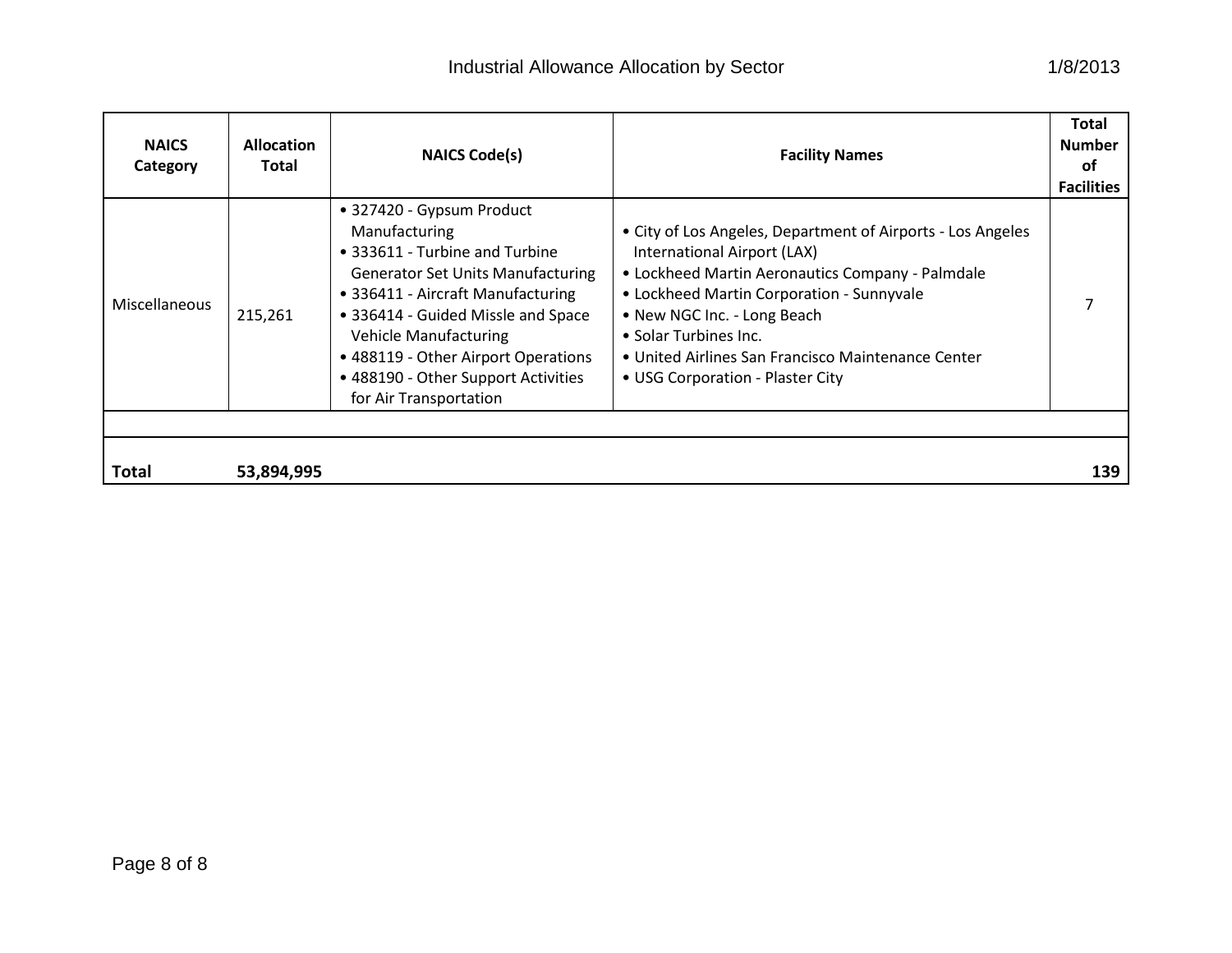| NAICS Category | Allocation Total | NAICS Code(s) | Facility Names | Total Number of Facilities |
|---|---|---|---|---|
| Miscellaneous | 215,261 | • 327420 - Gypsum Product Manufacturing<br>• 333611 - Turbine and Turbine Generator Set Units Manufacturing<br>• 336411 - Aircraft Manufacturing<br>• 336414 - Guided Missle and Space Vehicle Manufacturing<br>• 488119 - Other Airport Operations<br>• 488190 - Other Support Activities for Air Transportation | • City of Los Angeles, Department of Airports - Los Angeles International Airport (LAX)<br>• Lockheed Martin Aeronautics Company - Palmdale<br>• Lockheed Martin Corporation - Sunnyvale<br>• New NGC Inc. - Long Beach<br>• Solar Turbines Inc.<br>• United Airlines San Francisco Maintenance Center<br>• USG Corporation - Plaster City | 7 |
| | | | | |
| **Total** | **53,894,995** | | | **139** |